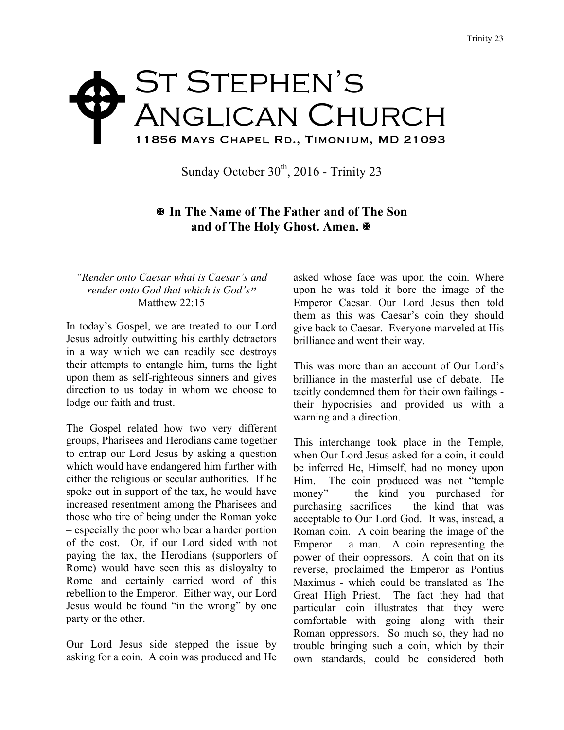# St Stephen's Anglican Church

11856 Mays Chapel Rd., Timonium, MD 21093

Sunday October 30th, 2016 - Trinity 23

**✠ In The Name of The Father and of The Son and of The Holy Ghost. Amen. ✠**

*"Render onto Caesar what is Caesar's and render onto God that which is God's"*
Matthew 22:15

In today's Gospel, we are treated to our Lord Jesus adroitly outwitting his earthly detractors in a way which we can readily see destroys their attempts to entangle him, turns the light upon them as self-righteous sinners and gives direction to us today in whom we choose to lodge our faith and trust.

The Gospel related how two very different groups, Pharisees and Herodians came together to entrap our Lord Jesus by asking a question which would have endangered him further with either the religious or secular authorities. If he spoke out in support of the tax, he would have increased resentment among the Pharisees and those who tire of being under the Roman yoke – especially the poor who bear a harder portion of the cost. Or, if our Lord sided with not paying the tax, the Herodians (supporters of Rome) would have seen this as disloyalty to Rome and certainly carried word of this rebellion to the Emperor. Either way, our Lord Jesus would be found "in the wrong" by one party or the other.

Our Lord Jesus side stepped the issue by asking for a coin. A coin was produced and He asked whose face was upon the coin. Where upon he was told it bore the image of the Emperor Caesar. Our Lord Jesus then told them as this was Caesar's coin they should give back to Caesar. Everyone marveled at His brilliance and went their way.

This was more than an account of Our Lord's brilliance in the masterful use of debate. He tacitly condemned them for their own failings - their hypocrisies and provided us with a warning and a direction.

This interchange took place in the Temple, when Our Lord Jesus asked for a coin, it could be inferred He, Himself, had no money upon Him. The coin produced was not "temple money" – the kind you purchased for purchasing sacrifices – the kind that was acceptable to Our Lord God. It was, instead, a Roman coin. A coin bearing the image of the Emperor – a man. A coin representing the power of their oppressors. A coin that on its reverse, proclaimed the Emperor as Pontius Maximus - which could be translated as The Great High Priest. The fact they had that particular coin illustrates that they were comfortable with going along with their Roman oppressors. So much so, they had no trouble bringing such a coin, which by their own standards, could be considered both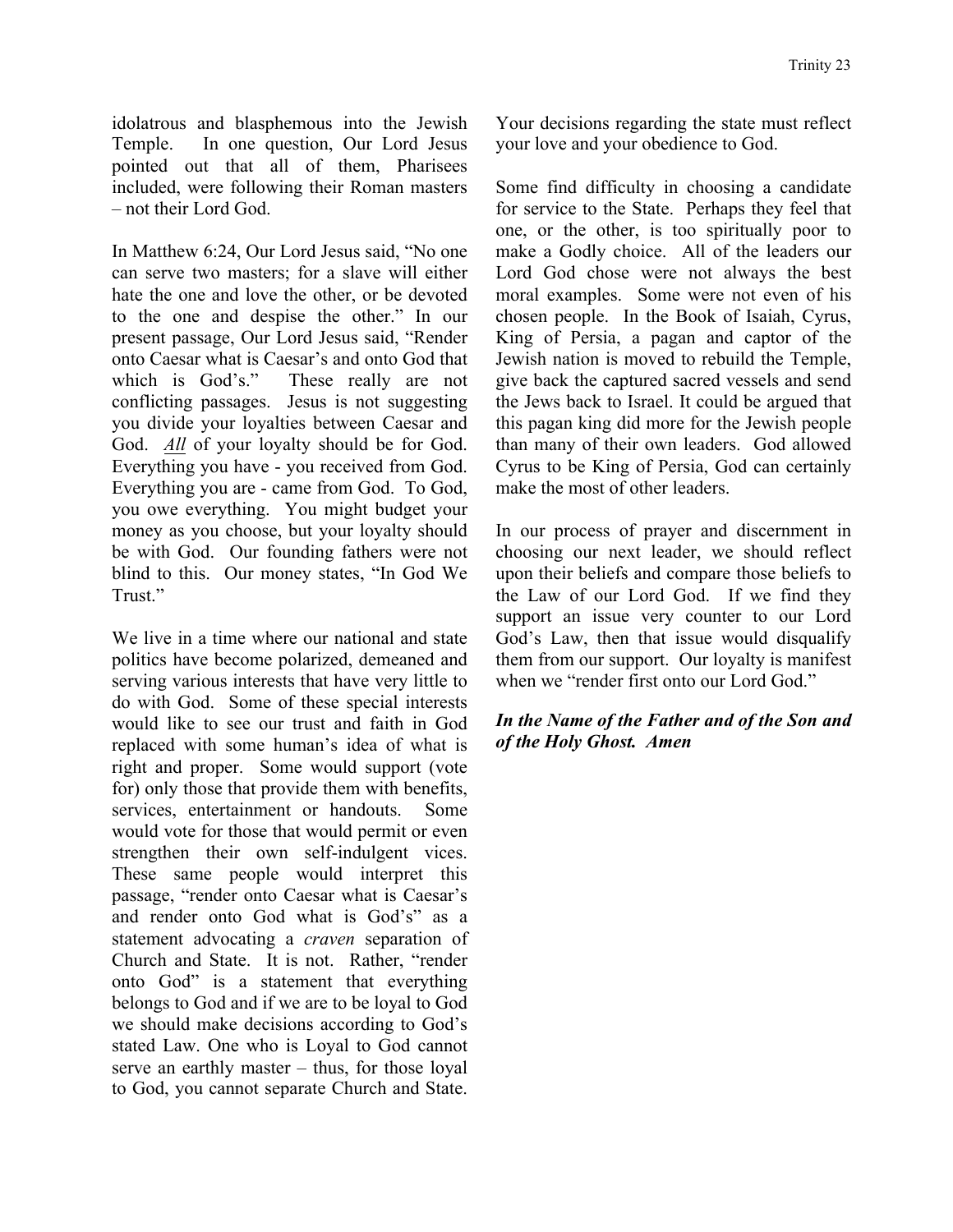idolatrous and blasphemous into the Jewish Temple. In one question, Our Lord Jesus pointed out that all of them, Pharisees included, were following their Roman masters – not their Lord God.

In Matthew 6:24, Our Lord Jesus said, "No one can serve two masters; for a slave will either hate the one and love the other, or be devoted to the one and despise the other." In our present passage, Our Lord Jesus said, "Render onto Caesar what is Caesar's and onto God that which is God's." These really are not conflicting passages. Jesus is not suggesting you divide your loyalties between Caesar and God. ***All*** of your loyalty should be for God. Everything you have - you received from God. Everything you are - came from God. To God, you owe everything. You might budget your money as you choose, but your loyalty should be with God. Our founding fathers were not blind to this. Our money states, "In God We Trust."

We live in a time where our national and state politics have become polarized, demeaned and serving various interests that have very little to do with God. Some of these special interests would like to see our trust and faith in God replaced with some human's idea of what is right and proper. Some would support (vote for) only those that provide them with benefits, services, entertainment or handouts. Some would vote for those that would permit or even strengthen their own self-indulgent vices. These same people would interpret this passage, "render onto Caesar what is Caesar's and render onto God what is God's" as a statement advocating a *craven* separation of Church and State. It is not. Rather, "render onto God" is a statement that everything belongs to God and if we are to be loyal to God we should make decisions according to God's stated Law. One who is Loyal to God cannot serve an earthly master – thus, for those loyal to God, you cannot separate Church and State. Your decisions regarding the state must reflect your love and your obedience to God.

Some find difficulty in choosing a candidate for service to the State. Perhaps they feel that one, or the other, is too spiritually poor to make a Godly choice. All of the leaders our Lord God chose were not always the best moral examples. Some were not even of his chosen people. In the Book of Isaiah, Cyrus, King of Persia, a pagan and captor of the Jewish nation is moved to rebuild the Temple, give back the captured sacred vessels and send the Jews back to Israel. It could be argued that this pagan king did more for the Jewish people than many of their own leaders. God allowed Cyrus to be King of Persia, God can certainly make the most of other leaders.

In our process of prayer and discernment in choosing our next leader, we should reflect upon their beliefs and compare those beliefs to the Law of our Lord God. If we find they support an issue very counter to our Lord God's Law, then that issue would disqualify them from our support. Our loyalty is manifest when we "render first onto our Lord God."

***In the Name of the Father and of the Son and of the Holy Ghost. Amen***